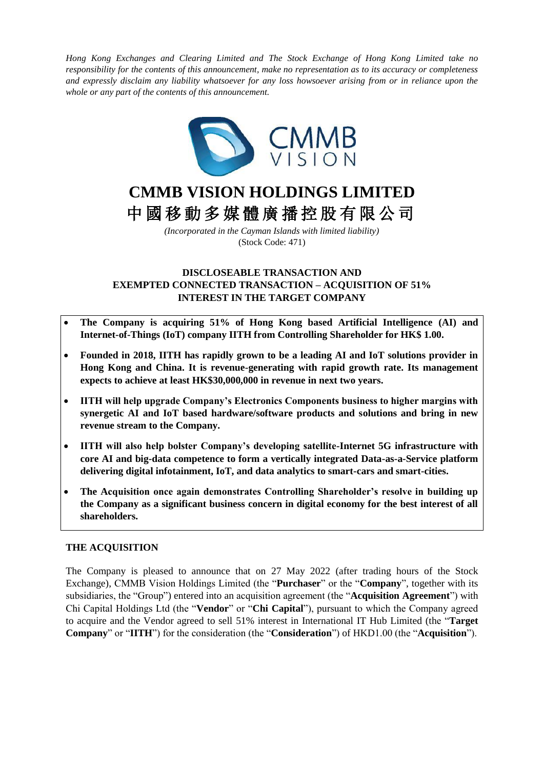*Hong Kong Exchanges and Clearing Limited and The Stock Exchange of Hong Kong Limited take no responsibility for the contents of this announcement, make no representation as to its accuracy or completeness and expressly disclaim any liability whatsoever for any loss howsoever arising from or in reliance upon the whole or any part of the contents of this announcement.*

CMMB VISION

# CMMB VISION HOLDINGS LIMITED
# 中國移動多媒體廣播控股有限公司

*(Incorporated in the Cayman Islands with limited liability)*
(Stock Code: 471)

## DISCLOSEABLE TRANSACTION AND EXEMPTED CONNECTED TRANSACTION – ACQUISITION OF 51% INTEREST IN THE TARGET COMPANY

- **The Company is acquiring 51% of Hong Kong based Artificial Intelligence (AI) and Internet-of-Things (IoT) company IITH from Controlling Shareholder for HK$ 1.00.**
- **Founded in 2018, IITH has rapidly grown to be a leading AI and IoT solutions provider in Hong Kong and China. It is revenue-generating with rapid growth rate. Its management expects to achieve at least HK$30,000,000 in revenue in next two years.**
- **IITH will help upgrade Company's Electronics Components business to higher margins with synergetic AI and IoT based hardware/software products and solutions and bring in new revenue stream to the Company.**
- **IITH will also help bolster Company's developing satellite-Internet 5G infrastructure with core AI and big-data competence to form a vertically integrated Data-as-a-Service platform delivering digital infotainment, IoT, and data analytics to smart-cars and smart-cities.**
- **The Acquisition once again demonstrates Controlling Shareholder's resolve in building up the Company as a significant business concern in digital economy for the best interest of all shareholders.**

## THE ACQUISITION

The Company is pleased to announce that on 27 May 2022 (after trading hours of the Stock Exchange), CMMB Vision Holdings Limited (the "**Purchaser**" or the "**Company**", together with its subsidiaries, the "Group") entered into an acquisition agreement (the "**Acquisition Agreement**") with Chi Capital Holdings Ltd (the "**Vendor**" or "**Chi Capital**"), pursuant to which the Company agreed to acquire and the Vendor agreed to sell 51% interest in International IT Hub Limited (the "**Target Company**" or "**IITH**") for the consideration (the "**Consideration**") of HKD1.00 (the "**Acquisition**").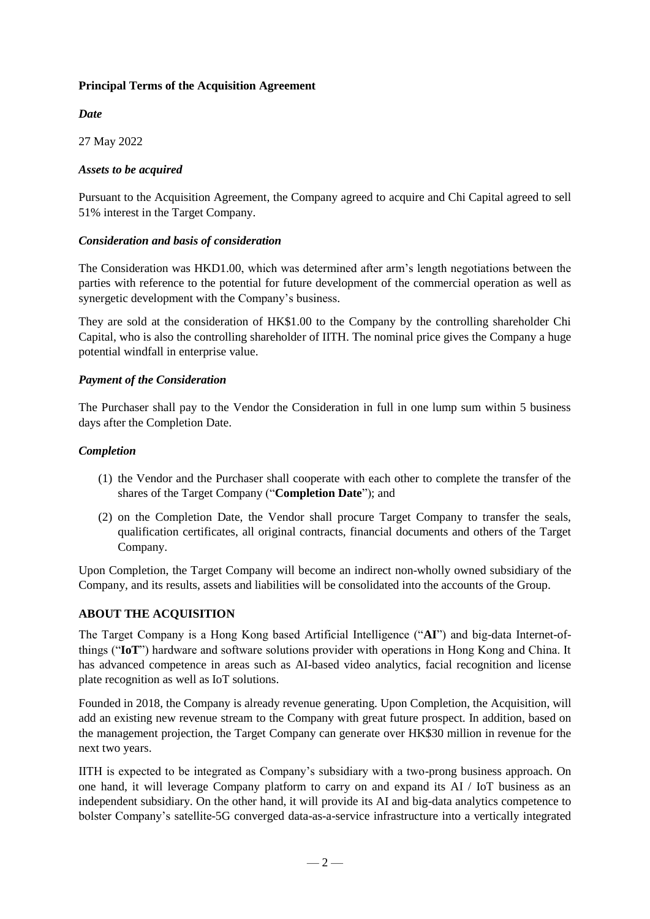**Principal Terms of the Acquisition Agreement**

***Date***

27 May 2022

***Assets to be acquired***

Pursuant to the Acquisition Agreement, the Company agreed to acquire and Chi Capital agreed to sell 51% interest in the Target Company.

***Consideration and basis of consideration***

The Consideration was HKD1.00, which was determined after arm's length negotiations between the parties with reference to the potential for future development of the commercial operation as well as synergetic development with the Company's business.

They are sold at the consideration of HK$1.00 to the Company by the controlling shareholder Chi Capital, who is also the controlling shareholder of IITH. The nominal price gives the Company a huge potential windfall in enterprise value.

***Payment of the Consideration***

The Purchaser shall pay to the Vendor the Consideration in full in one lump sum within 5 business days after the Completion Date.

***Completion***

(1) the Vendor and the Purchaser shall cooperate with each other to complete the transfer of the shares of the Target Company ("**Completion Date**"); and

(2) on the Completion Date, the Vendor shall procure Target Company to transfer the seals, qualification certificates, all original contracts, financial documents and others of the Target Company.

Upon Completion, the Target Company will become an indirect non-wholly owned subsidiary of the Company, and its results, assets and liabilities will be consolidated into the accounts of the Group.

**ABOUT THE ACQUISITION**

The Target Company is a Hong Kong based Artificial Intelligence ("**AI**") and big-data Internet-of-things ("**IoT**") hardware and software solutions provider with operations in Hong Kong and China. It has advanced competence in areas such as AI-based video analytics, facial recognition and license plate recognition as well as IoT solutions.

Founded in 2018, the Company is already revenue generating. Upon Completion, the Acquisition, will add an existing new revenue stream to the Company with great future prospect. In addition, based on the management projection, the Target Company can generate over HK$30 million in revenue for the next two years.

IITH is expected to be integrated as Company's subsidiary with a two-prong business approach. On one hand, it will leverage Company platform to carry on and expand its AI / IoT business as an independent subsidiary. On the other hand, it will provide its AI and big-data analytics competence to bolster Company's satellite-5G converged data-as-a-service infrastructure into a vertically integrated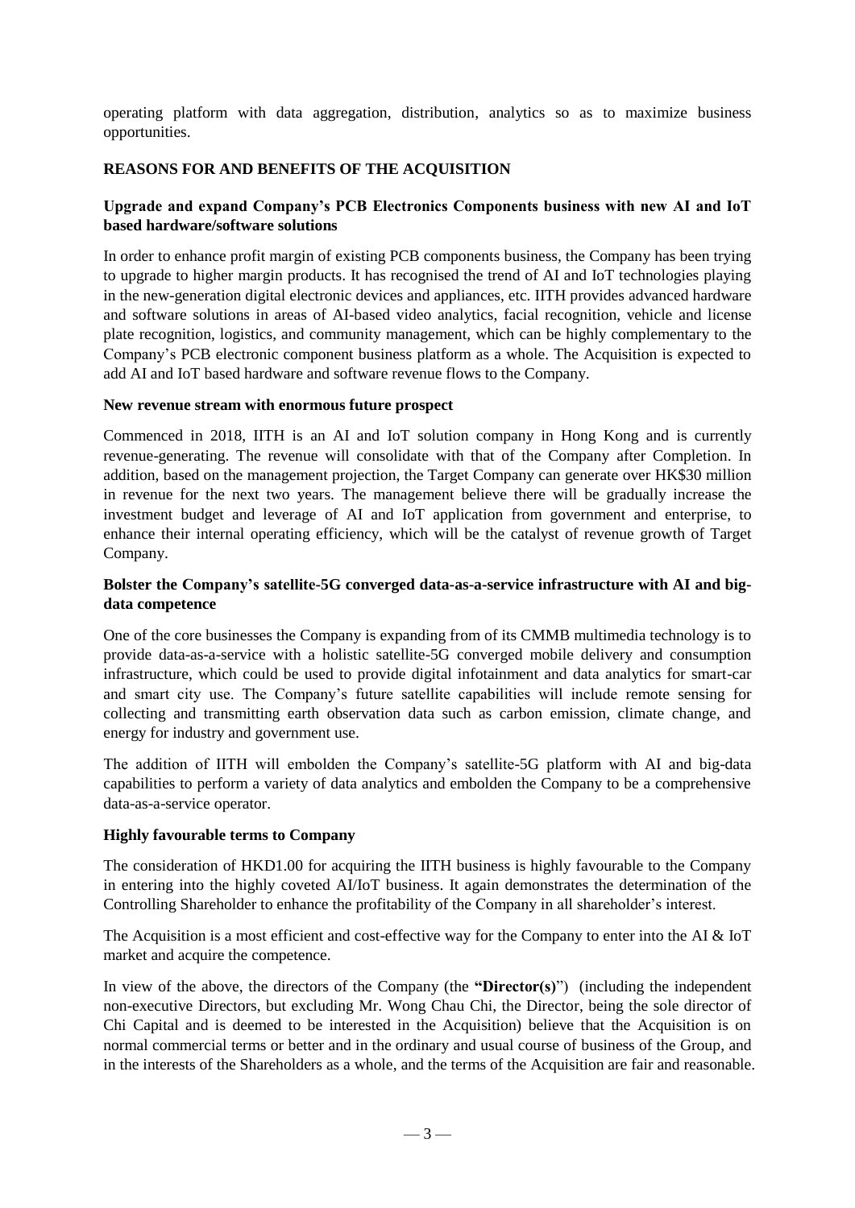operating platform with data aggregation, distribution, analytics so as to maximize business opportunities.

## REASONS FOR AND BENEFITS OF THE ACQUISITION

### Upgrade and expand Company's PCB Electronics Components business with new AI and IoT based hardware/software solutions

In order to enhance profit margin of existing PCB components business, the Company has been trying to upgrade to higher margin products. It has recognised the trend of AI and IoT technologies playing in the new-generation digital electronic devices and appliances, etc. IITH provides advanced hardware and software solutions in areas of AI-based video analytics, facial recognition, vehicle and license plate recognition, logistics, and community management, which can be highly complementary to the Company's PCB electronic component business platform as a whole. The Acquisition is expected to add AI and IoT based hardware and software revenue flows to the Company.

### New revenue stream with enormous future prospect

Commenced in 2018, IITH is an AI and IoT solution company in Hong Kong and is currently revenue-generating. The revenue will consolidate with that of the Company after Completion. In addition, based on the management projection, the Target Company can generate over HK$30 million in revenue for the next two years. The management believe there will be gradually increase the investment budget and leverage of AI and IoT application from government and enterprise, to enhance their internal operating efficiency, which will be the catalyst of revenue growth of Target Company.

### Bolster the Company's satellite-5G converged data-as-a-service infrastructure with AI and big-data competence

One of the core businesses the Company is expanding from of its CMMB multimedia technology is to provide data-as-a-service with a holistic satellite-5G converged mobile delivery and consumption infrastructure, which could be used to provide digital infotainment and data analytics for smart-car and smart city use. The Company's future satellite capabilities will include remote sensing for collecting and transmitting earth observation data such as carbon emission, climate change, and energy for industry and government use.

The addition of IITH will embolden the Company's satellite-5G platform with AI and big-data capabilities to perform a variety of data analytics and embolden the Company to be a comprehensive data-as-a-service operator.

### Highly favourable terms to Company

The consideration of HKD1.00 for acquiring the IITH business is highly favourable to the Company in entering into the highly coveted AI/IoT business. It again demonstrates the determination of the Controlling Shareholder to enhance the profitability of the Company in all shareholder's interest.

The Acquisition is a most efficient and cost-effective way for the Company to enter into the AI & IoT market and acquire the competence.

In view of the above, the directors of the Company (the **"Director(s)"**) (including the independent non-executive Directors, but excluding Mr. Wong Chau Chi, the Director, being the sole director of Chi Capital and is deemed to be interested in the Acquisition) believe that the Acquisition is on normal commercial terms or better and in the ordinary and usual course of business of the Group, and in the interests of the Shareholders as a whole, and the terms of the Acquisition are fair and reasonable.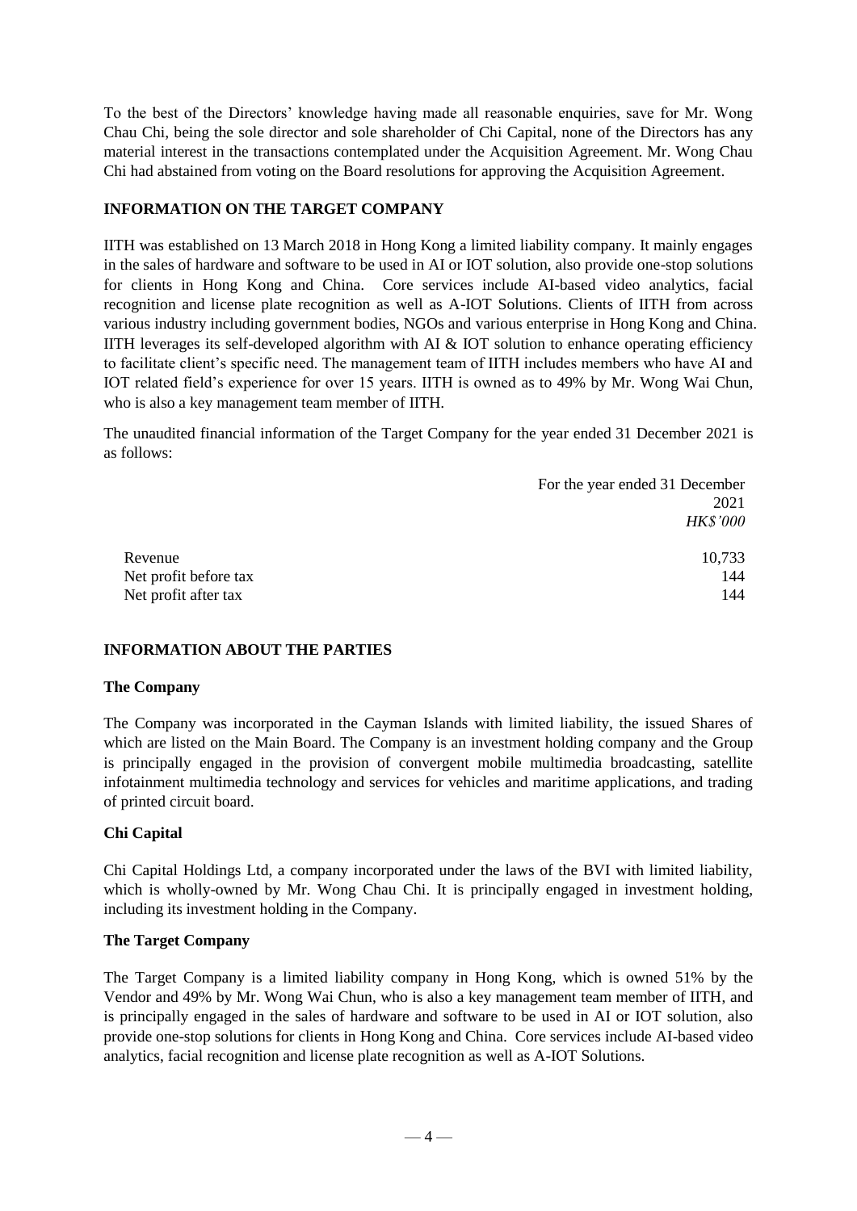To the best of the Directors' knowledge having made all reasonable enquiries, save for Mr. Wong Chau Chi, being the sole director and sole shareholder of Chi Capital, none of the Directors has any material interest in the transactions contemplated under the Acquisition Agreement. Mr. Wong Chau Chi had abstained from voting on the Board resolutions for approving the Acquisition Agreement.

## INFORMATION ON THE TARGET COMPANY

IITH was established on 13 March 2018 in Hong Kong a limited liability company. It mainly engages in the sales of hardware and software to be used in AI or IOT solution, also provide one-stop solutions for clients in Hong Kong and China. Core services include AI-based video analytics, facial recognition and license plate recognition as well as A-IOT Solutions. Clients of IITH from across various industry including government bodies, NGOs and various enterprise in Hong Kong and China. IITH leverages its self-developed algorithm with AI & IOT solution to enhance operating efficiency to facilitate client's specific need. The management team of IITH includes members who have AI and IOT related field's experience for over 15 years. IITH is owned as to 49% by Mr. Wong Wai Chun, who is also a key management team member of IITH.

The unaudited financial information of the Target Company for the year ended 31 December 2021 is as follows:

| | For the year ended 31 December 2021 *HK$'000* |
|---|---|
| Revenue | 10,733 |
| Net profit before tax | 144 |
| Net profit after tax | 144 |

## INFORMATION ABOUT THE PARTIES

### The Company

The Company was incorporated in the Cayman Islands with limited liability, the issued Shares of which are listed on the Main Board. The Company is an investment holding company and the Group is principally engaged in the provision of convergent mobile multimedia broadcasting, satellite infotainment multimedia technology and services for vehicles and maritime applications, and trading of printed circuit board.

### Chi Capital

Chi Capital Holdings Ltd, a company incorporated under the laws of the BVI with limited liability, which is wholly-owned by Mr. Wong Chau Chi. It is principally engaged in investment holding, including its investment holding in the Company.

### The Target Company

The Target Company is a limited liability company in Hong Kong, which is owned 51% by the Vendor and 49% by Mr. Wong Wai Chun, who is also a key management team member of IITH, and is principally engaged in the sales of hardware and software to be used in AI or IOT solution, also provide one-stop solutions for clients in Hong Kong and China. Core services include AI-based video analytics, facial recognition and license plate recognition as well as A-IOT Solutions.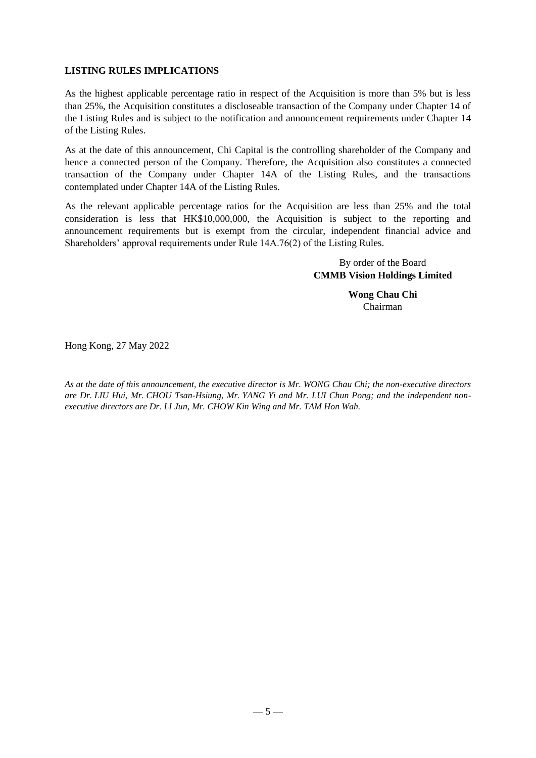**LISTING RULES IMPLICATIONS**

As the highest applicable percentage ratio in respect of the Acquisition is more than 5% but is less than 25%, the Acquisition constitutes a discloseable transaction of the Company under Chapter 14 of the Listing Rules and is subject to the notification and announcement requirements under Chapter 14 of the Listing Rules.

As at the date of this announcement, Chi Capital is the controlling shareholder of the Company and hence a connected person of the Company. Therefore, the Acquisition also constitutes a connected transaction of the Company under Chapter 14A of the Listing Rules, and the transactions contemplated under Chapter 14A of the Listing Rules.

As the relevant applicable percentage ratios for the Acquisition are less than 25% and the total consideration is less that HK$10,000,000, the Acquisition is subject to the reporting and announcement requirements but is exempt from the circular, independent financial advice and Shareholders' approval requirements under Rule 14A.76(2) of the Listing Rules.

By order of the Board
**CMMB Vision Holdings Limited**

**Wong Chau Chi**
Chairman

Hong Kong, 27 May 2022

*As at the date of this announcement, the executive director is Mr. WONG Chau Chi; the non-executive directors are Dr. LIU Hui, Mr. CHOU Tsan-Hsiung, Mr. YANG Yi and Mr. LUI Chun Pong; and the independent non-executive directors are Dr. LI Jun, Mr. CHOW Kin Wing and Mr. TAM Hon Wah.*